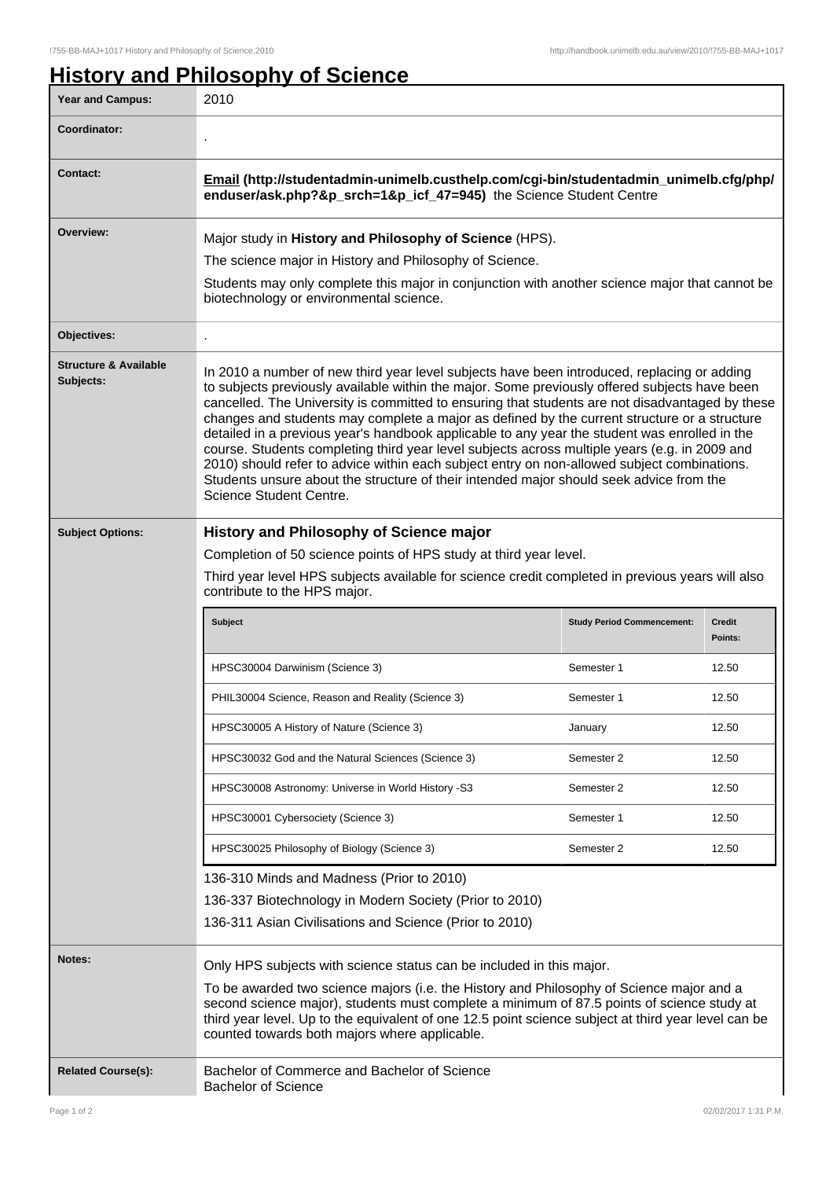# History and Philosophy of Science

| Year and Campus: | 2010 |
|---|---|
| Coordinator: | . |
| Contact: | **Email (http://studentadmin-unimelb.custhelp.com/cgi-bin/studentadmin_unimelb.cfg/php/enduser/ask.php?&p_srch=1&p_icf_47=945)** the Science Student Centre |
| Overview: | Major study in **History and Philosophy of Science** (HPS). The science major in History and Philosophy of Science. Students may only complete this major in conjunction with another science major that cannot be biotechnology or environmental science. |
| Objectives: | . |
| Structure & Available Subjects: | In 2010 a number of new third year level subjects have been introduced, replacing or adding to subjects previously available within the major. Some previously offered subjects have been cancelled. The University is committed to ensuring that students are not disadvantaged by these changes and students may complete a major as defined by the current structure or a structure detailed in a previous year's handbook applicable to any year the student was enrolled in the course. Students completing third year level subjects across multiple years (e.g. in 2009 and 2010) should refer to advice within each subject entry on non-allowed subject combinations. Students unsure about the structure of their intended major should seek advice from the Science Student Centre. |

**Subject Options:**

### History and Philosophy of Science major

Completion of 50 science points of HPS study at third year level.

Third year level HPS subjects available for science credit completed in previous years will also contribute to the HPS major.

| Subject | Study Period Commencement: | Credit Points: |
|---|---|---|
| HPSC30004 Darwinism (Science 3) | Semester 1 | 12.50 |
| PHIL30004 Science, Reason and Reality (Science 3) | Semester 1 | 12.50 |
| HPSC30005 A History of Nature (Science 3) | January | 12.50 |
| HPSC30032 God and the Natural Sciences (Science 3) | Semester 2 | 12.50 |
| HPSC30008 Astronomy: Universe in World History -S3 | Semester 2 | 12.50 |
| HPSC30001 Cybersociety (Science 3) | Semester 1 | 12.50 |
| HPSC30025 Philosophy of Biology (Science 3) | Semester 2 | 12.50 |

136-310 Minds and Madness (Prior to 2010)

136-337 Biotechnology in Modern Society (Prior to 2010)

136-311 Asian Civilisations and Science (Prior to 2010)

**Notes:**

Only HPS subjects with science status can be included in this major.

To be awarded two science majors (i.e. the History and Philosophy of Science major and a second science major), students must complete a minimum of 87.5 points of science study at third year level. Up to the equivalent of one 12.5 point science subject at third year level can be counted towards both majors where applicable.

**Related Course(s):**

Bachelor of Commerce and Bachelor of Science
Bachelor of Science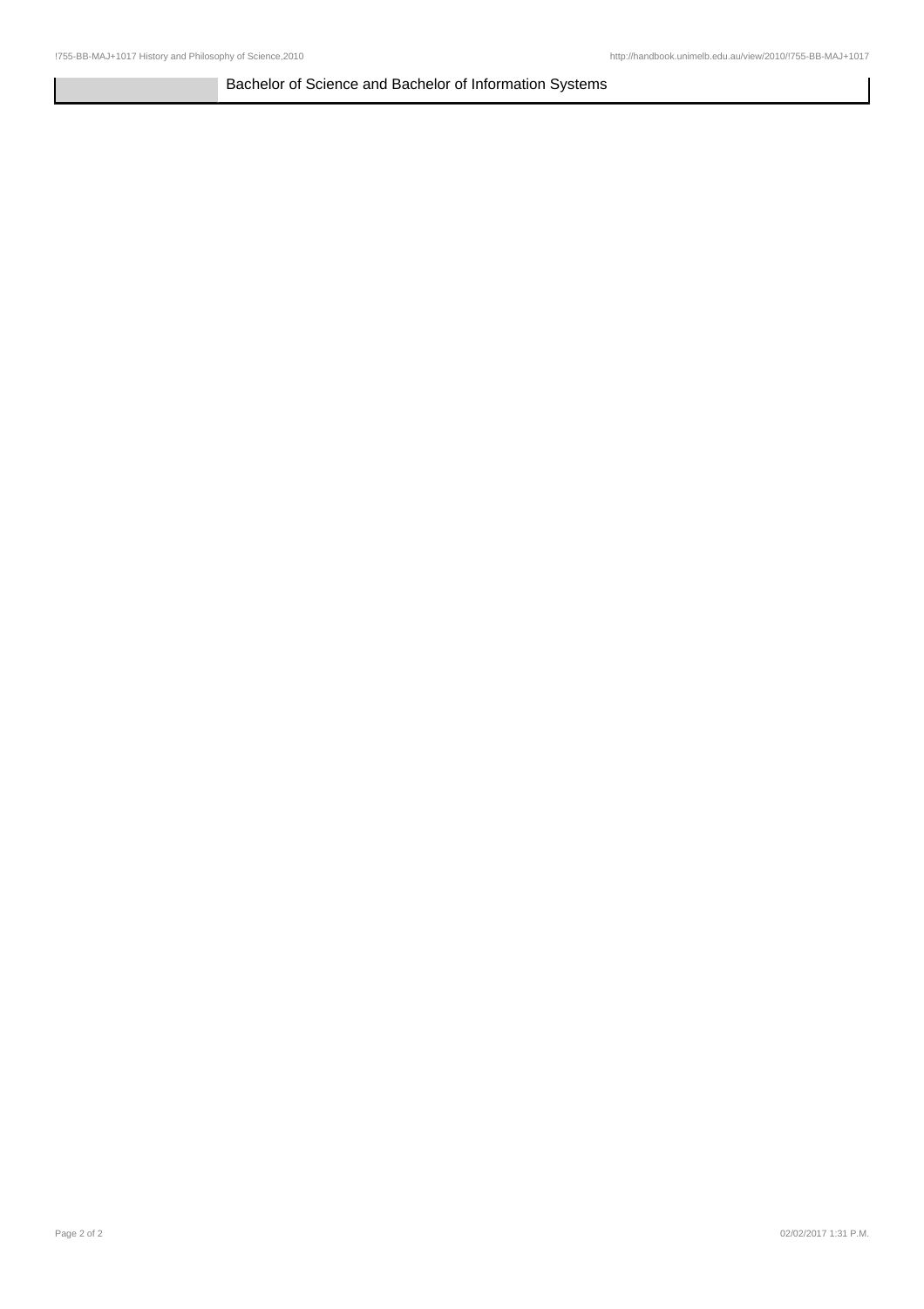| | |
|---|---|
| | Bachelor of Science and Bachelor of Information Systems |